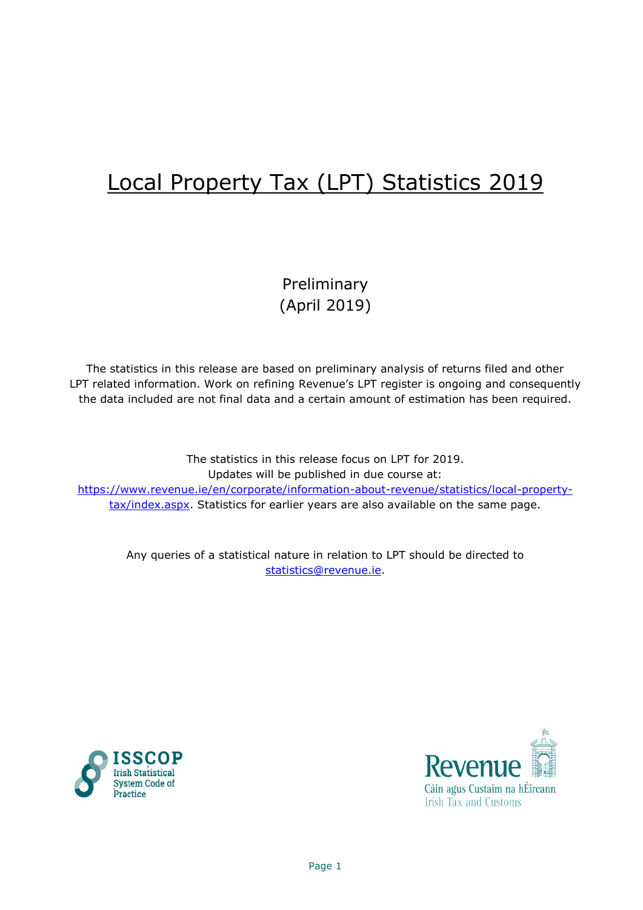# Local Property Tax (LPT) Statistics 2019

Preliminary
(April 2019)

The statistics in this release are based on preliminary analysis of returns filed and other LPT related information. Work on refining Revenue's LPT register is ongoing and consequently the data included are not final data and a certain amount of estimation has been required.

The statistics in this release focus on LPT for 2019.
Updates will be published in due course at:
[https://www.revenue.ie/en/corporate/information-about-revenue/statistics/local-property-tax/index.aspx](https://www.revenue.ie/en/corporate/information-about-revenue/statistics/local-property-tax/index.aspx). Statistics for earlier years are also available on the same page.

Any queries of a statistical nature in relation to LPT should be directed to [statistics@revenue.ie](mailto:statistics@revenue.ie).

ISSCOP
Irish Statistical System Code of Practice

Revenue
Cáin agus Custaim na hÉireann
Irish Tax and Customs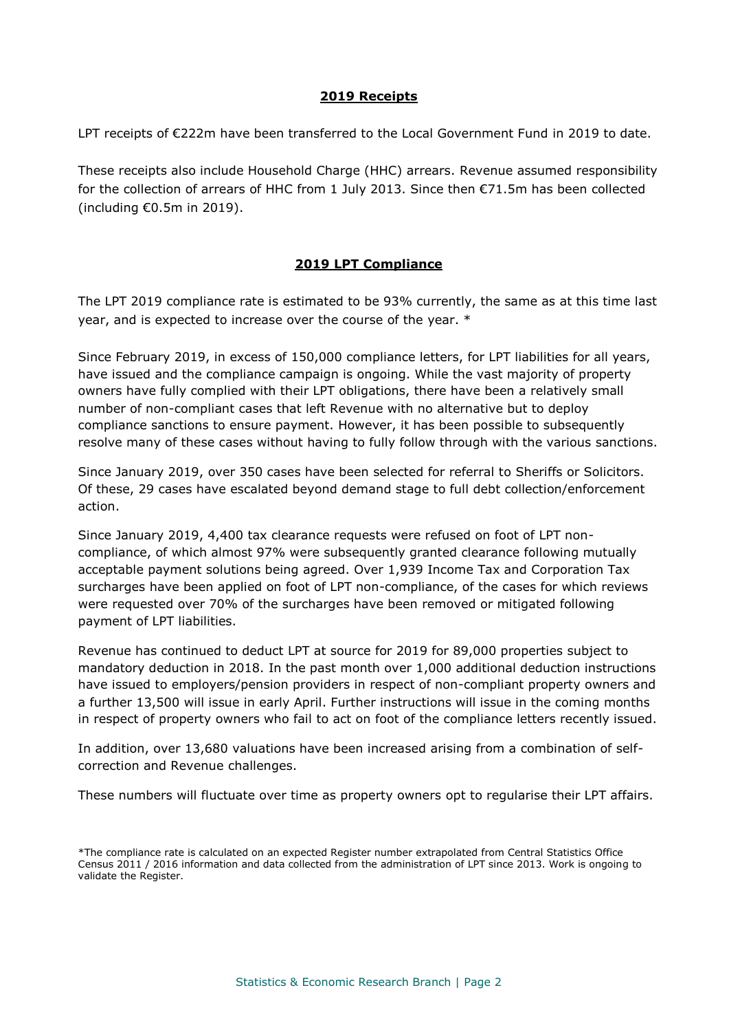## 2019 Receipts

LPT receipts of €222m have been transferred to the Local Government Fund in 2019 to date.

These receipts also include Household Charge (HHC) arrears. Revenue assumed responsibility for the collection of arrears of HHC from 1 July 2013. Since then €71.5m has been collected (including €0.5m in 2019).

## 2019 LPT Compliance

The LPT 2019 compliance rate is estimated to be 93% currently, the same as at this time last year, and is expected to increase over the course of the year. *

Since February 2019, in excess of 150,000 compliance letters, for LPT liabilities for all years, have issued and the compliance campaign is ongoing. While the vast majority of property owners have fully complied with their LPT obligations, there have been a relatively small number of non-compliant cases that left Revenue with no alternative but to deploy compliance sanctions to ensure payment. However, it has been possible to subsequently resolve many of these cases without having to fully follow through with the various sanctions.

Since January 2019, over 350 cases have been selected for referral to Sheriffs or Solicitors. Of these, 29 cases have escalated beyond demand stage to full debt collection/enforcement action.

Since January 2019, 4,400 tax clearance requests were refused on foot of LPT non-compliance, of which almost 97% were subsequently granted clearance following mutually acceptable payment solutions being agreed. Over 1,939 Income Tax and Corporation Tax surcharges have been applied on foot of LPT non-compliance, of the cases for which reviews were requested over 70% of the surcharges have been removed or mitigated following payment of LPT liabilities.

Revenue has continued to deduct LPT at source for 2019 for 89,000 properties subject to mandatory deduction in 2018. In the past month over 1,000 additional deduction instructions have issued to employers/pension providers in respect of non-compliant property owners and a further 13,500 will issue in early April. Further instructions will issue in the coming months in respect of property owners who fail to act on foot of the compliance letters recently issued.

In addition, over 13,680 valuations have been increased arising from a combination of self-correction and Revenue challenges.

These numbers will fluctuate over time as property owners opt to regularise their LPT affairs.

*The compliance rate is calculated on an expected Register number extrapolated from Central Statistics Office Census 2011 / 2016 information and data collected from the administration of LPT since 2013. Work is ongoing to validate the Register.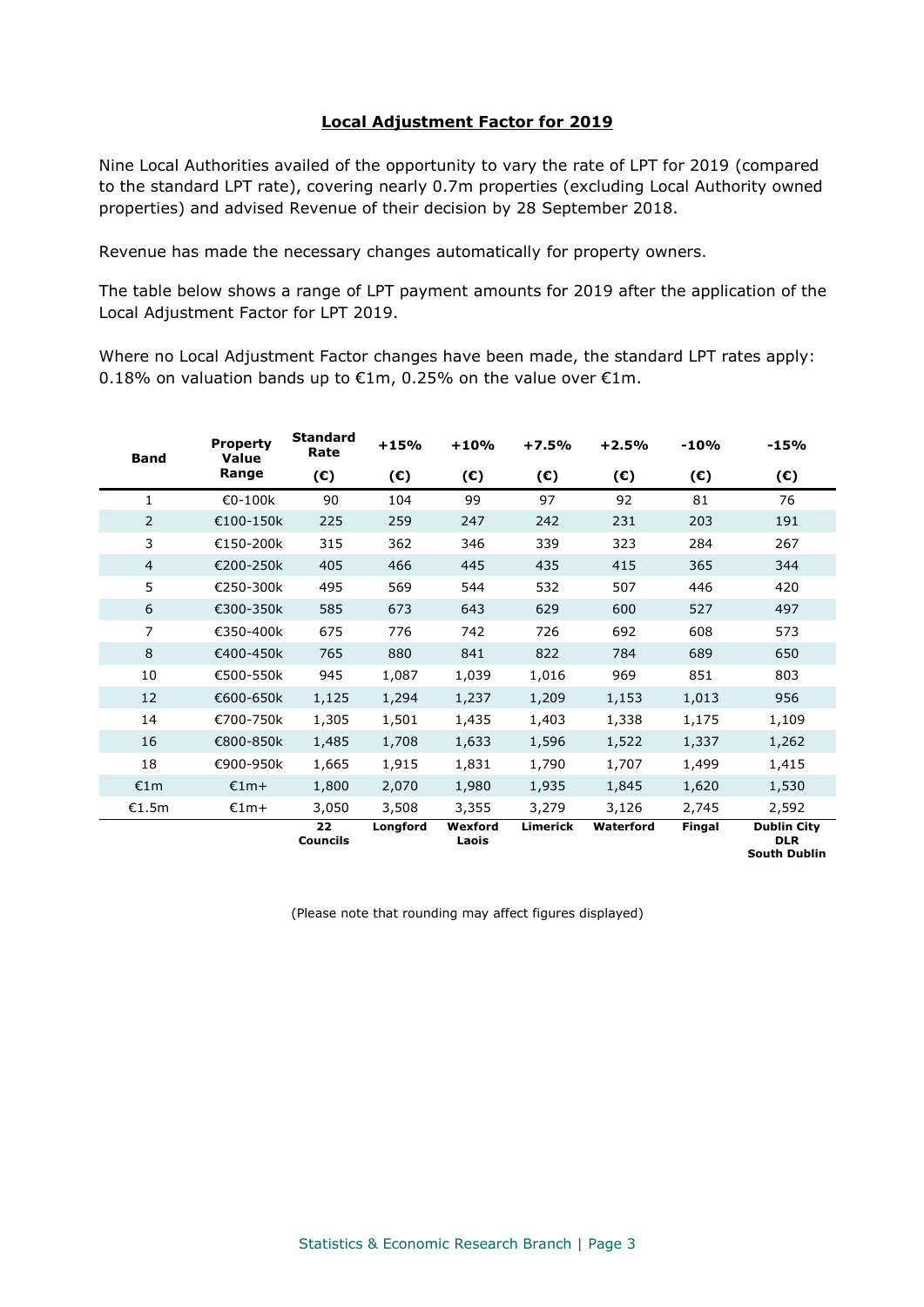## Local Adjustment Factor for 2019

Nine Local Authorities availed of the opportunity to vary the rate of LPT for 2019 (compared to the standard LPT rate), covering nearly 0.7m properties (excluding Local Authority owned properties) and advised Revenue of their decision by 28 September 2018.

Revenue has made the necessary changes automatically for property owners.

The table below shows a range of LPT payment amounts for 2019 after the application of the Local Adjustment Factor for LPT 2019.

Where no Local Adjustment Factor changes have been made, the standard LPT rates apply: 0.18% on valuation bands up to €1m, 0.25% on the value over €1m.

| Band | Property Value Range | Standard Rate (€) | +15% (€) | +10% (€) | +7.5% (€) | +2.5% (€) | -10% (€) | -15% (€) |
|---|---|---|---|---|---|---|---|---|
| 1 | €0-100k | 90 | 104 | 99 | 97 | 92 | 81 | 76 |
| 2 | €100-150k | 225 | 259 | 247 | 242 | 231 | 203 | 191 |
| 3 | €150-200k | 315 | 362 | 346 | 339 | 323 | 284 | 267 |
| 4 | €200-250k | 405 | 466 | 445 | 435 | 415 | 365 | 344 |
| 5 | €250-300k | 495 | 569 | 544 | 532 | 507 | 446 | 420 |
| 6 | €300-350k | 585 | 673 | 643 | 629 | 600 | 527 | 497 |
| 7 | €350-400k | 675 | 776 | 742 | 726 | 692 | 608 | 573 |
| 8 | €400-450k | 765 | 880 | 841 | 822 | 784 | 689 | 650 |
| 10 | €500-550k | 945 | 1,087 | 1,039 | 1,016 | 969 | 851 | 803 |
| 12 | €600-650k | 1,125 | 1,294 | 1,237 | 1,209 | 1,153 | 1,013 | 956 |
| 14 | €700-750k | 1,305 | 1,501 | 1,435 | 1,403 | 1,338 | 1,175 | 1,109 |
| 16 | €800-850k | 1,485 | 1,708 | 1,633 | 1,596 | 1,522 | 1,337 | 1,262 |
| 18 | €900-950k | 1,665 | 1,915 | 1,831 | 1,790 | 1,707 | 1,499 | 1,415 |
| €1m | €1m+ | 1,800 | 2,070 | 1,980 | 1,935 | 1,845 | 1,620 | 1,530 |
| €1.5m | €1m+ | 3,050 | 3,508 | 3,355 | 3,279 | 3,126 | 2,745 | 2,592 |
| | | **22 Councils** | **Longford** | **Wexford Laois** | **Limerick** | **Waterford** | **Fingal** | **Dublin City DLR South Dublin** |

(Please note that rounding may affect figures displayed)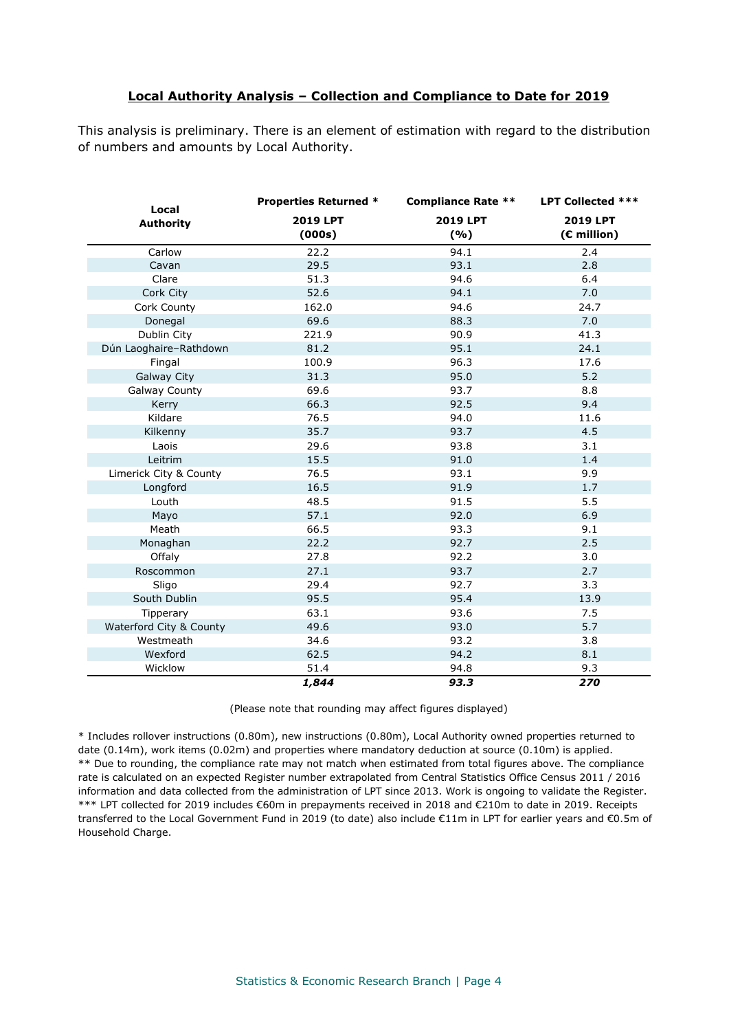## Local Authority Analysis – Collection and Compliance to Date for 2019

This analysis is preliminary. There is an element of estimation with regard to the distribution of numbers and amounts by Local Authority.

| Local Authority | Properties Returned * | Compliance Rate ** | LPT Collected *** |
|---|---|---|---|
| | 2019 LPT (000s) | 2019 LPT (%) | 2019 LPT (€ million) |
| Carlow | 22.2 | 94.1 | 2.4 |
| Cavan | 29.5 | 93.1 | 2.8 |
| Clare | 51.3 | 94.6 | 6.4 |
| Cork City | 52.6 | 94.1 | 7.0 |
| Cork County | 162.0 | 94.6 | 24.7 |
| Donegal | 69.6 | 88.3 | 7.0 |
| Dublin City | 221.9 | 90.9 | 41.3 |
| Dún Laoghaire–Rathdown | 81.2 | 95.1 | 24.1 |
| Fingal | 100.9 | 96.3 | 17.6 |
| Galway City | 31.3 | 95.0 | 5.2 |
| Galway County | 69.6 | 93.7 | 8.8 |
| Kerry | 66.3 | 92.5 | 9.4 |
| Kildare | 76.5 | 94.0 | 11.6 |
| Kilkenny | 35.7 | 93.7 | 4.5 |
| Laois | 29.6 | 93.8 | 3.1 |
| Leitrim | 15.5 | 91.0 | 1.4 |
| Limerick City & County | 76.5 | 93.1 | 9.9 |
| Longford | 16.5 | 91.9 | 1.7 |
| Louth | 48.5 | 91.5 | 5.5 |
| Mayo | 57.1 | 92.0 | 6.9 |
| Meath | 66.5 | 93.3 | 9.1 |
| Monaghan | 22.2 | 92.7 | 2.5 |
| Offaly | 27.8 | 92.2 | 3.0 |
| Roscommon | 27.1 | 93.7 | 2.7 |
| Sligo | 29.4 | 92.7 | 3.3 |
| South Dublin | 95.5 | 95.4 | 13.9 |
| Tipperary | 63.1 | 93.6 | 7.5 |
| Waterford City & County | 49.6 | 93.0 | 5.7 |
| Westmeath | 34.6 | 93.2 | 3.8 |
| Wexford | 62.5 | 94.2 | 8.1 |
| Wicklow | 51.4 | 94.8 | 9.3 |
| | ***1,844*** | ***93.3*** | ***270*** |

(Please note that rounding may affect figures displayed)

* Includes rollover instructions (0.80m), new instructions (0.80m), Local Authority owned properties returned to date (0.14m), work items (0.02m) and properties where mandatory deduction at source (0.10m) is applied.
** Due to rounding, the compliance rate may not match when estimated from total figures above. The compliance rate is calculated on an expected Register number extrapolated from Central Statistics Office Census 2011 / 2016 information and data collected from the administration of LPT since 2013. Work is ongoing to validate the Register.
*** LPT collected for 2019 includes €60m in prepayments received in 2018 and €210m to date in 2019. Receipts transferred to the Local Government Fund in 2019 (to date) also include €11m in LPT for earlier years and €0.5m of Household Charge.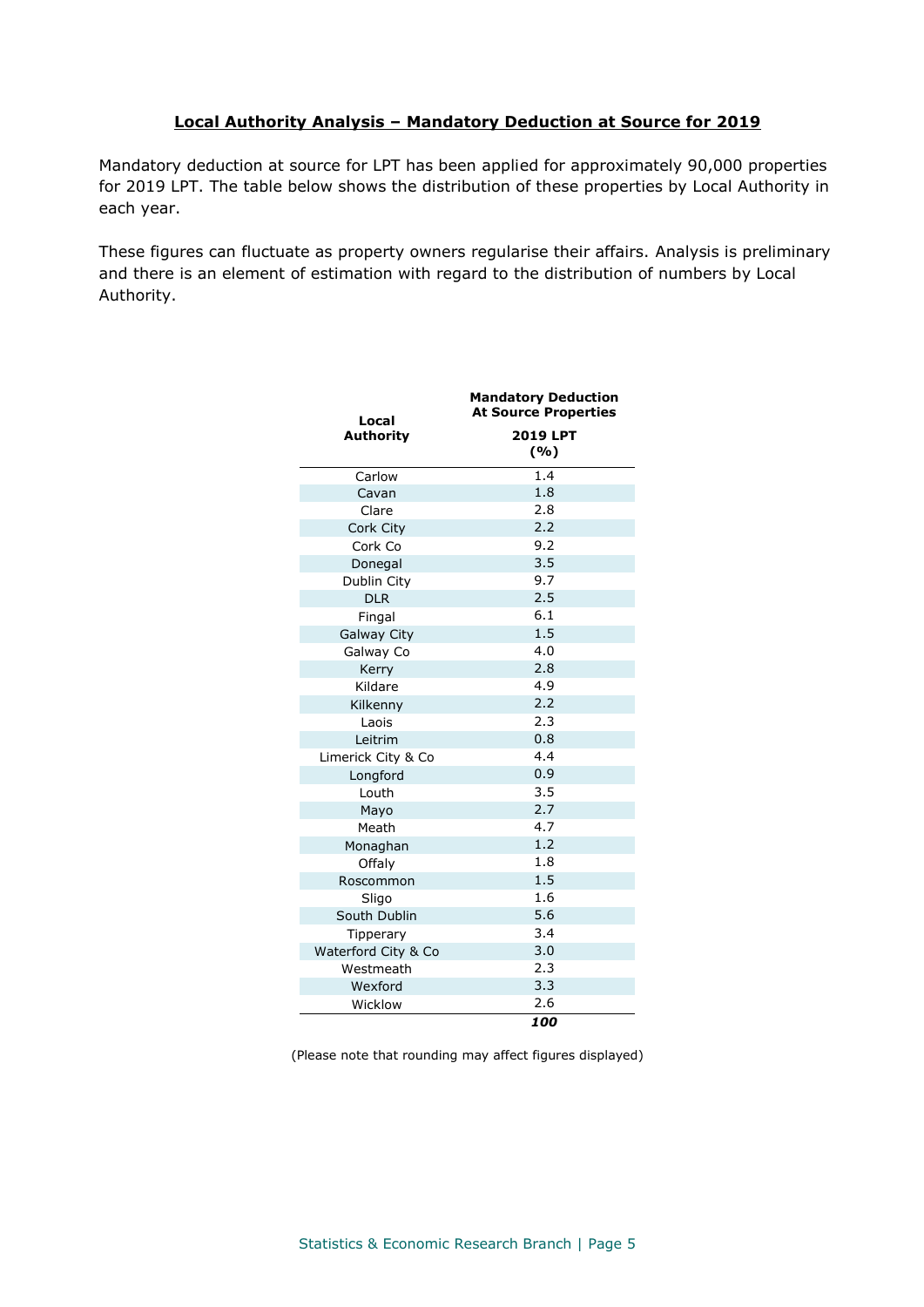## Local Authority Analysis – Mandatory Deduction at Source for 2019

Mandatory deduction at source for LPT has been applied for approximately 90,000 properties for 2019 LPT. The table below shows the distribution of these properties by Local Authority in each year.

These figures can fluctuate as property owners regularise their affairs. Analysis is preliminary and there is an element of estimation with regard to the distribution of numbers by Local Authority.

| Local Authority | Mandatory Deduction At Source Properties 2019 LPT (%) |
|---|---|
| Carlow | 1.4 |
| Cavan | 1.8 |
| Clare | 2.8 |
| Cork City | 2.2 |
| Cork Co | 9.2 |
| Donegal | 3.5 |
| Dublin City | 9.7 |
| DLR | 2.5 |
| Fingal | 6.1 |
| Galway City | 1.5 |
| Galway Co | 4.0 |
| Kerry | 2.8 |
| Kildare | 4.9 |
| Kilkenny | 2.2 |
| Laois | 2.3 |
| Leitrim | 0.8 |
| Limerick City & Co | 4.4 |
| Longford | 0.9 |
| Louth | 3.5 |
| Mayo | 2.7 |
| Meath | 4.7 |
| Monaghan | 1.2 |
| Offaly | 1.8 |
| Roscommon | 1.5 |
| Sligo | 1.6 |
| South Dublin | 5.6 |
| Tipperary | 3.4 |
| Waterford City & Co | 3.0 |
| Westmeath | 2.3 |
| Wexford | 3.3 |
| Wicklow | 2.6 |
| | ***100*** |

(Please note that rounding may affect figures displayed)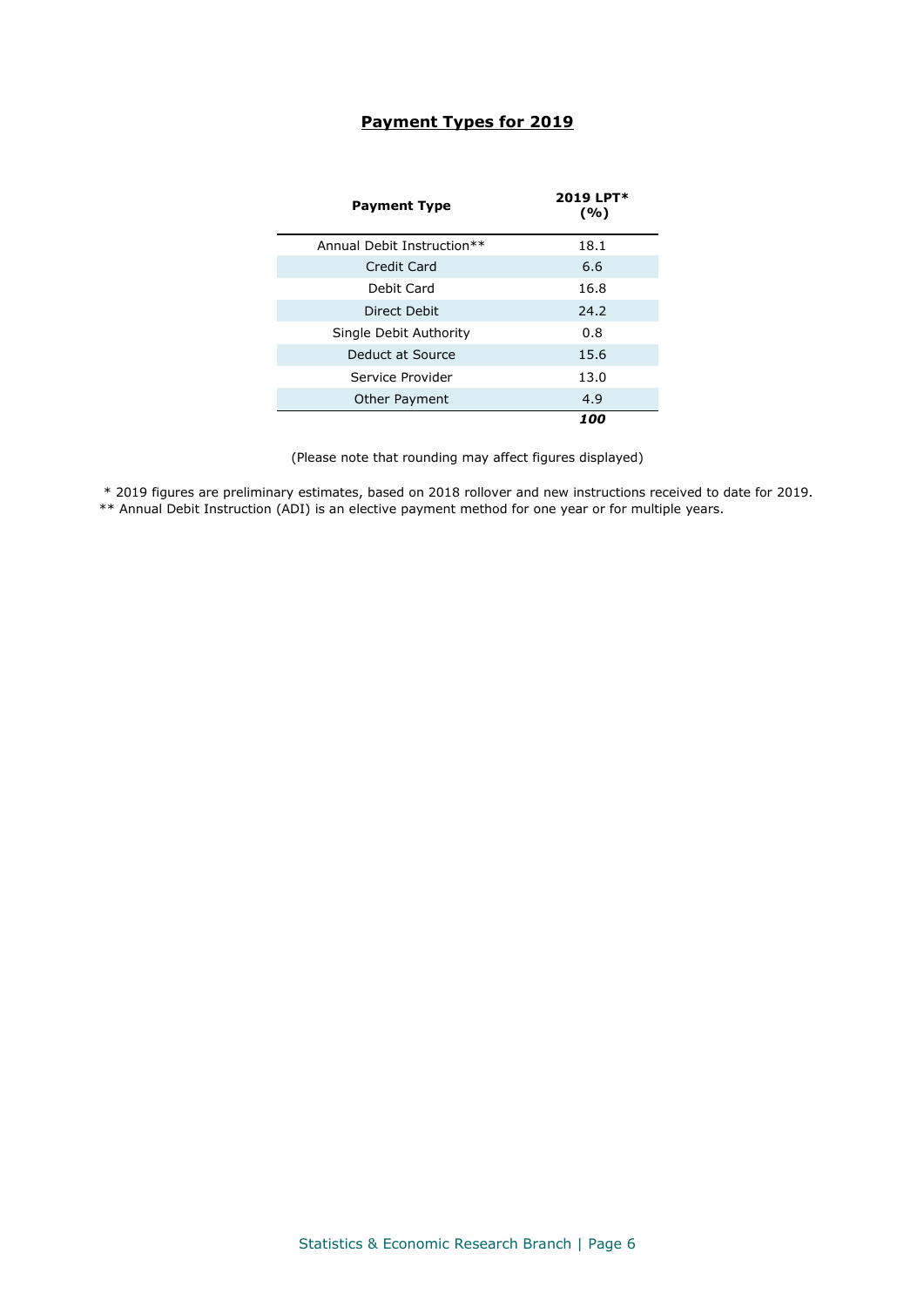## **Payment Types for 2019**

| Payment Type | 2019 LPT* (%) |
|---|---|
| Annual Debit Instruction** | 18.1 |
| Credit Card | 6.6 |
| Debit Card | 16.8 |
| Direct Debit | 24.2 |
| Single Debit Authority | 0.8 |
| Deduct at Source | 15.6 |
| Service Provider | 13.0 |
| Other Payment | 4.9 |
| | ***100*** |

(Please note that rounding may affect figures displayed)

* 2019 figures are preliminary estimates, based on 2018 rollover and new instructions received to date for 2019.

** Annual Debit Instruction (ADI) is an elective payment method for one year or for multiple years.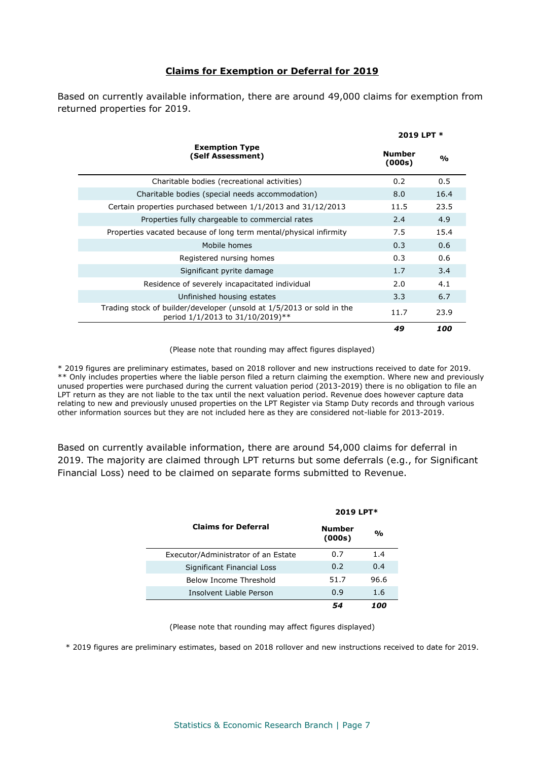## Claims for Exemption or Deferral for 2019

Based on currently available information, there are around 49,000 claims for exemption from returned properties for 2019.

| Exemption Type (Self Assessment) | 2019 LPT * | |
|---|---|---|
| | Number (000s) | % |
| Charitable bodies (recreational activities) | 0.2 | 0.5 |
| Charitable bodies (special needs accommodation) | 8.0 | 16.4 |
| Certain properties purchased between 1/1/2013 and 31/12/2013 | 11.5 | 23.5 |
| Properties fully chargeable to commercial rates | 2.4 | 4.9 |
| Properties vacated because of long term mental/physical infirmity | 7.5 | 15.4 |
| Mobile homes | 0.3 | 0.6 |
| Registered nursing homes | 0.3 | 0.6 |
| Significant pyrite damage | 1.7 | 3.4 |
| Residence of severely incapacitated individual | 2.0 | 4.1 |
| Unfinished housing estates | 3.3 | 6.7 |
| Trading stock of builder/developer (unsold at 1/5/2013 or sold in the period 1/1/2013 to 31/10/2019)** | 11.7 | 23.9 |
| | ***49*** | ***100*** |

(Please note that rounding may affect figures displayed)

* 2019 figures are preliminary estimates, based on 2018 rollover and new instructions received to date for 2019.
** Only includes properties where the liable person filed a return claiming the exemption. Where new and previously unused properties were purchased during the current valuation period (2013-2019) there is no obligation to file an LPT return as they are not liable to the tax until the next valuation period. Revenue does however capture data relating to new and previously unused properties on the LPT Register via Stamp Duty records and through various other information sources but they are not included here as they are considered not-liable for 2013-2019.

Based on currently available information, there are around 54,000 claims for deferral in 2019. The majority are claimed through LPT returns but some deferrals (e.g., for Significant Financial Loss) need to be claimed on separate forms submitted to Revenue.

| Claims for Deferral | 2019 LPT* | |
|---|---|---|
| | Number (000s) | % |
| Executor/Administrator of an Estate | 0.7 | 1.4 |
| Significant Financial Loss | 0.2 | 0.4 |
| Below Income Threshold | 51.7 | 96.6 |
| Insolvent Liable Person | 0.9 | 1.6 |
| | ***54*** | ***100*** |

(Please note that rounding may affect figures displayed)

* 2019 figures are preliminary estimates, based on 2018 rollover and new instructions received to date for 2019.